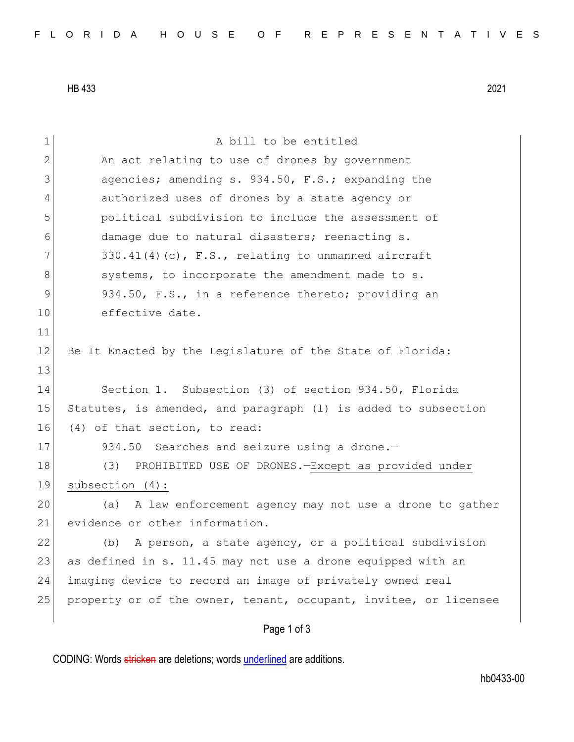HB 433 2021

A bill to be entitled

An act relating to use of drones by government agencies; amending s. 934.50, F.S.; expanding the authorized uses of drones by a state agency or political subdivision to include the assessment of damage due to natural disasters; reenacting s. 330.41(4)(c), F.S., relating to unmanned aircraft systems, to incorporate the amendment made to s. 934.50, F.S., in a reference thereto; providing an effective date.

Be It Enacted by the Legislature of the State of Florida:

Section 1. Subsection (3) of section 934.50, Florida Statutes, is amended, and paragraph (l) is added to subsection (4) of that section, to read:

934.50 Searches and seizure using a drone.—

(3) PROHIBITED USE OF DRONES.—<u>Except as provided under subsection (4):</u>

(a) A law enforcement agency may not use a drone to gather evidence or other information.

(b) A person, a state agency, or a political subdivision as defined in s. 11.45 may not use a drone equipped with an imaging device to record an image of privately owned real property or of the owner, tenant, occupant, invitee, or licensee

CODING: Words ~~stricken~~ are deletions; words <u>underlined</u> are additions.

hb0433-00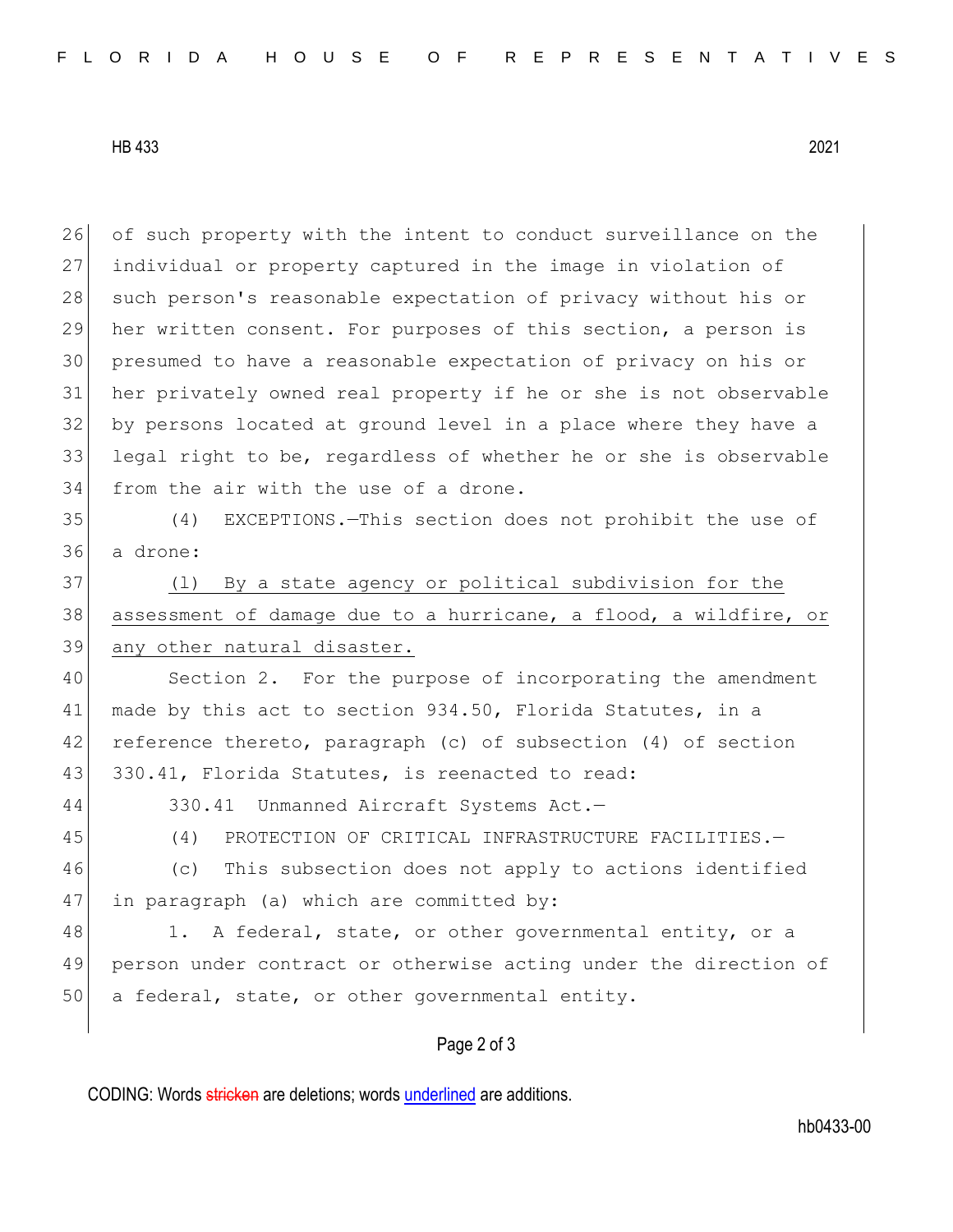of such property with the intent to conduct surveillance on the individual or property captured in the image in violation of such person's reasonable expectation of privacy without his or her written consent. For purposes of this section, a person is presumed to have a reasonable expectation of privacy on his or her privately owned real property if he or she is not observable by persons located at ground level in a place where they have a legal right to be, regardless of whether he or she is observable from the air with the use of a drone.

(4) EXCEPTIONS.—This section does not prohibit the use of a drone:

<u>(l) By a state agency or political subdivision for the assessment of damage due to a hurricane, a flood, a wildfire, or any other natural disaster.</u>

Section 2. For the purpose of incorporating the amendment made by this act to section 934.50, Florida Statutes, in a reference thereto, paragraph (c) of subsection (4) of section 330.41, Florida Statutes, is reenacted to read:

330.41 Unmanned Aircraft Systems Act.—

(4) PROTECTION OF CRITICAL INFRASTRUCTURE FACILITIES.—

(c) This subsection does not apply to actions identified in paragraph (a) which are committed by:

1. A federal, state, or other governmental entity, or a person under contract or otherwise acting under the direction of a federal, state, or other governmental entity.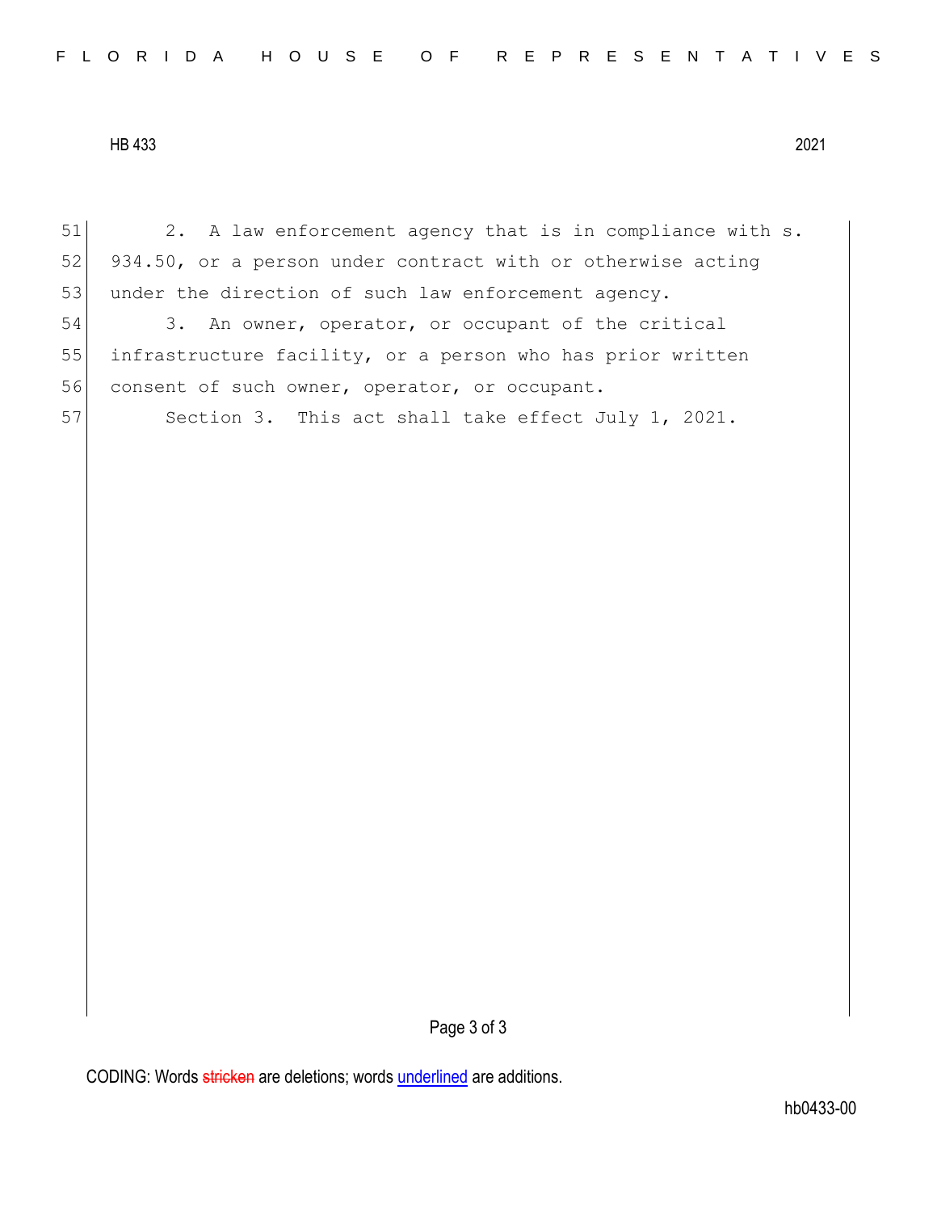2. A law enforcement agency that is in compliance with s. 934.50, or a person under contract with or otherwise acting under the direction of such law enforcement agency.

3. An owner, operator, or occupant of the critical infrastructure facility, or a person who has prior written consent of such owner, operator, or occupant.

Section 3. This act shall take effect July 1, 2021.